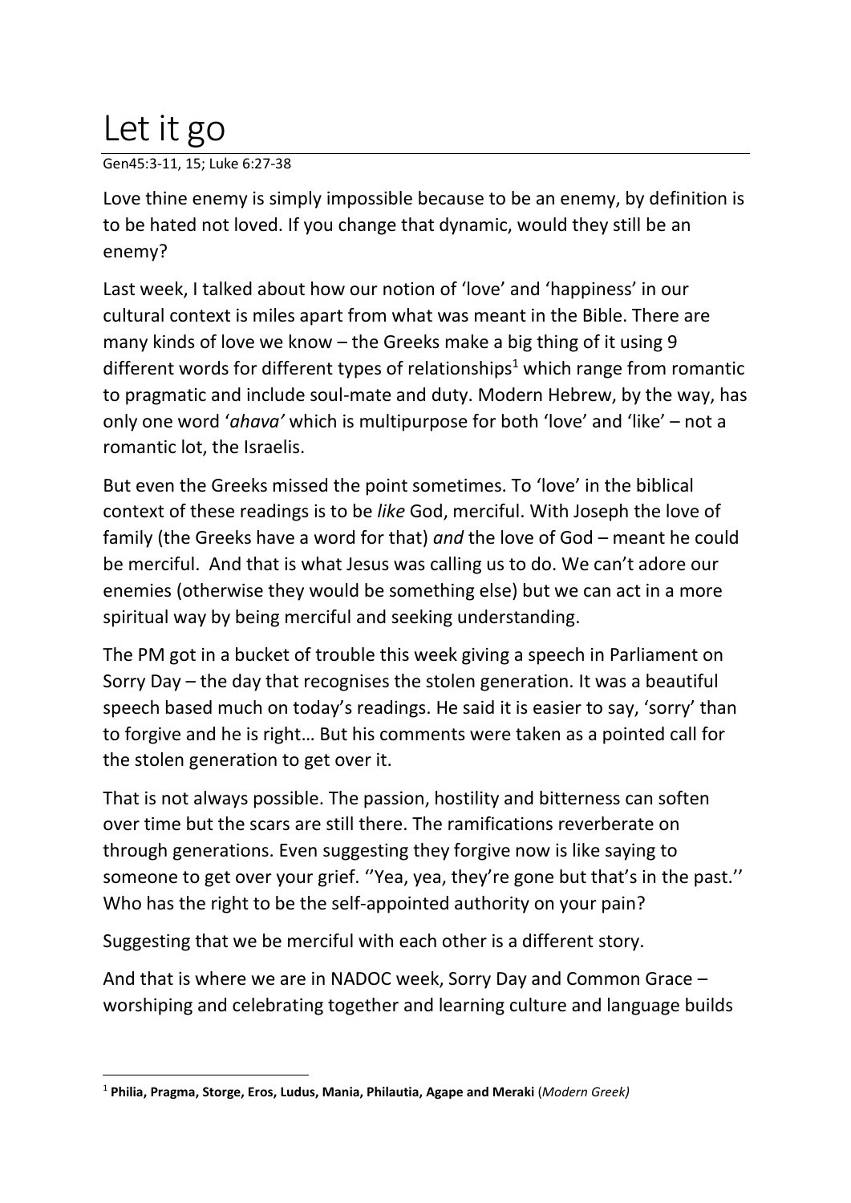# Let it go

Gen45:3-11, 15; Luke 6:27-38

Love thine enemy is simply impossible because to be an enemy, by definition is to be hated not loved. If you change that dynamic, would they still be an enemy?

Last week, I talked about how our notion of 'love' and 'happiness' in our cultural context is miles apart from what was meant in the Bible. There are many kinds of love we know – the Greeks make a big thing of it using 9 different words for different types of relationships[1] which range from romantic to pragmatic and include soul-mate and duty. Modern Hebrew, by the way, has only one word '*ahava'* which is multipurpose for both 'love' and 'like' – not a romantic lot, the Israelis.

But even the Greeks missed the point sometimes. To 'love' in the biblical context of these readings is to be *like* God, merciful. With Joseph the love of family (the Greeks have a word for that) *and* the love of God – meant he could be merciful. And that is what Jesus was calling us to do. We can't adore our enemies (otherwise they would be something else) but we can act in a more spiritual way by being merciful and seeking understanding.

The PM got in a bucket of trouble this week giving a speech in Parliament on Sorry Day – the day that recognises the stolen generation. It was a beautiful speech based much on today's readings. He said it is easier to say, 'sorry' than to forgive and he is right… But his comments were taken as a pointed call for the stolen generation to get over it.

That is not always possible. The passion, hostility and bitterness can soften over time but the scars are still there. The ramifications reverberate on through generations. Even suggesting they forgive now is like saying to someone to get over your grief. ''Yea, yea, they're gone but that's in the past.'' Who has the right to be the self-appointed authority on your pain?

Suggesting that we be merciful with each other is a different story.

And that is where we are in NADOC week, Sorry Day and Common Grace – worshiping and celebrating together and learning culture and language builds

---

[1] **Philia, Pragma, Storge, Eros, Ludus, Mania, Philautia, Agape and Meraki** (*Modern Greek)*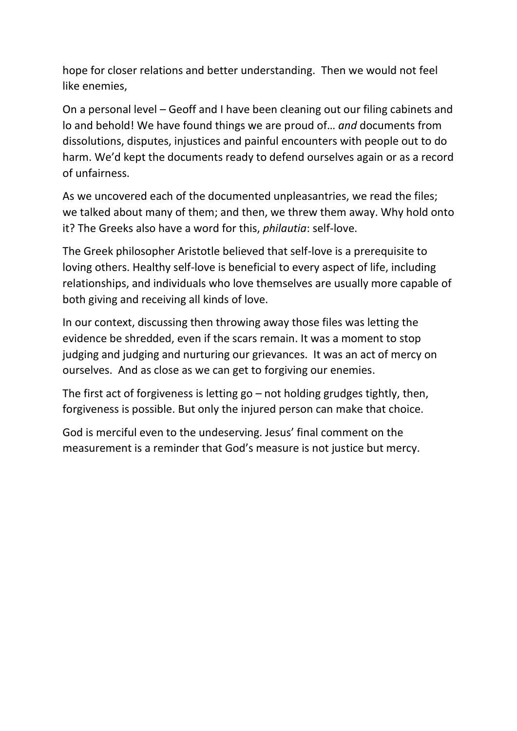hope for closer relations and better understanding.  Then we would not feel like enemies,

On a personal level – Geoff and I have been cleaning out our filing cabinets and lo and behold! We have found things we are proud of… *and* documents from dissolutions, disputes, injustices and painful encounters with people out to do harm. We'd kept the documents ready to defend ourselves again or as a record of unfairness.

As we uncovered each of the documented unpleasantries, we read the files; we talked about many of them; and then, we threw them away. Why hold onto it? The Greeks also have a word for this, *philautia*: self-love.

The Greek philosopher Aristotle believed that self-love is a prerequisite to loving others. Healthy self-love is beneficial to every aspect of life, including relationships, and individuals who love themselves are usually more capable of both giving and receiving all kinds of love.

In our context, discussing then throwing away those files was letting the evidence be shredded, even if the scars remain. It was a moment to stop judging and judging and nurturing our grievances.  It was an act of mercy on ourselves.  And as close as we can get to forgiving our enemies.

The first act of forgiveness is letting go – not holding grudges tightly, then, forgiveness is possible. But only the injured person can make that choice.

God is merciful even to the undeserving. Jesus' final comment on the measurement is a reminder that God's measure is not justice but mercy.